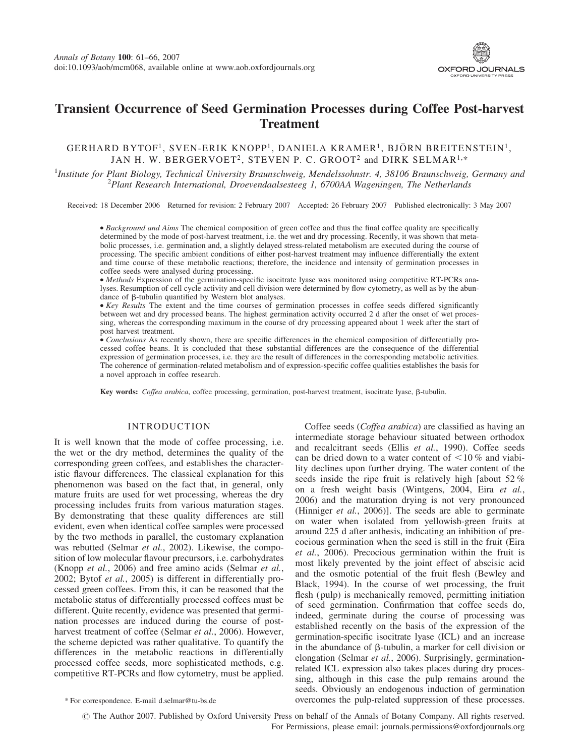# Transient Occurrence of Seed Germination Processes during Coffee Post-harvest Treatment

GERHARD BYTOF[1], SVEN-ERIK KNOPP[1], DANIELA KRAMER[1], BJÖRN BREITENSTEIN[1], JAN H. W. BERGERVOET[2], STEVEN P. C. GROOT[2] and DIRK SELMAR[1,*]

[1]*Institute for Plant Biology, Technical University Braunschweig, Mendelssohnstr. 4, 38106 Braunschweig, Germany and* [2]*Plant Research International, Droevendaalsesteeg 1, 6700AA Wageningen, The Netherlands*

Received: 18 December 2006 Returned for revision: 2 February 2007 Accepted: 26 February 2007 Published electronically: 3 May 2007

- *Background and Aims* The chemical composition of green coffee and thus the final coffee quality are specifically determined by the mode of post-harvest treatment, i.e. the wet and dry processing. Recently, it was shown that metabolic processes, i.e. germination and, a slightly delayed stress-related metabolism are executed during the course of processing. The specific ambient conditions of either post-harvest treatment may influence differentially the extent and time course of these metabolic reactions; therefore, the incidence and intensity of germination processes in coffee seeds were analysed during processing.
- *Methods* Expression of the germination-specific isocitrate lyase was monitored using competitive RT-PCRs analyses. Resumption of cell cycle activity and cell division were determined by flow cytometry, as well as by the abundance of β-tubulin quantified by Western blot analyses.
- *Key Results* The extent and the time courses of germination processes in coffee seeds differed significantly between wet and dry processed beans. The highest germination activity occurred 2 d after the onset of wet processing, whereas the corresponding maximum in the course of dry processing appeared about 1 week after the start of post harvest treatment.
- *Conclusions* As recently shown, there are specific differences in the chemical composition of differentially processed coffee beans. It is concluded that these substantial differences are the consequence of the differential expression of germination processes, i.e. they are the result of differences in the corresponding metabolic activities. The coherence of germination-related metabolism and of expression-specific coffee qualities establishes the basis for a novel approach in coffee research.

**Key words:** *Coffea arabica*, coffee processing, germination, post-harvest treatment, isocitrate lyase, β-tubulin.

## INTRODUCTION

It is well known that the mode of coffee processing, i.e. the wet or the dry method, determines the quality of the corresponding green coffees, and establishes the characteristic flavour differences. The classical explanation for this phenomenon was based on the fact that, in general, only mature fruits are used for wet processing, whereas the dry processing includes fruits from various maturation stages. By demonstrating that these quality differences are still evident, even when identical coffee samples were processed by the two methods in parallel, the customary explanation was rebutted (Selmar *et al.*, 2002). Likewise, the composition of low molecular flavour precursors, i.e. carbohydrates (Knopp *et al.*, 2006) and free amino acids (Selmar *et al.*, 2002; Bytof *et al.*, 2005) is different in differentially processed green coffees. From this, it can be reasoned that the metabolic status of differentially processed coffees must be different. Quite recently, evidence was presented that germination processes are induced during the course of post-harvest treatment of coffee (Selmar *et al.*, 2006). However, the scheme depicted was rather qualitative. To quantify the differences in the metabolic reactions in differentially processed coffee seeds, more sophisticated methods, e.g. competitive RT-PCRs and flow cytometry, must be applied.

Coffee seeds (*Coffea arabica*) are classified as having an intermediate storage behaviour situated between orthodox and recalcitrant seeds (Ellis *et al.*, 1990). Coffee seeds can be dried down to a water content of <10 % and viability declines upon further drying. The water content of the seeds inside the ripe fruit is relatively high [about 52 % on a fresh weight basis (Wintgens, 2004, Eira *et al.*, 2006) and the maturation drying is not very pronounced (Hinniger *et al.*, 2006)]. The seeds are able to germinate on water when isolated from yellowish-green fruits at around 225 d after anthesis, indicating an inhibition of precocious germination when the seed is still in the fruit (Eira *et al.*, 2006). Precocious germination within the fruit is most likely prevented by the joint effect of abscisic acid and the osmotic potential of the fruit flesh (Bewley and Black, 1994). In the course of wet processing, the fruit flesh (pulp) is mechanically removed, permitting initiation of seed germination. Confirmation that coffee seeds do, indeed, germinate during the course of processing was established recently on the basis of the expression of the germination-specific isocitrate lyase (ICL) and an increase in the abundance of β-tubulin, a marker for cell division or elongation (Selmar *et al.*, 2006). Surprisingly, germination-related ICL expression also takes places during dry processing, although in this case the pulp remains around the seeds. Obviously an endogenous induction of germination overcomes the pulp-related suppression of these processes.

\* For correspondence. E-mail d.selmar@tu-bs.de

© The Author 2007. Published by Oxford University Press on behalf of the Annals of Botany Company. All rights reserved. For Permissions, please email: journals.permissions@oxfordjournals.org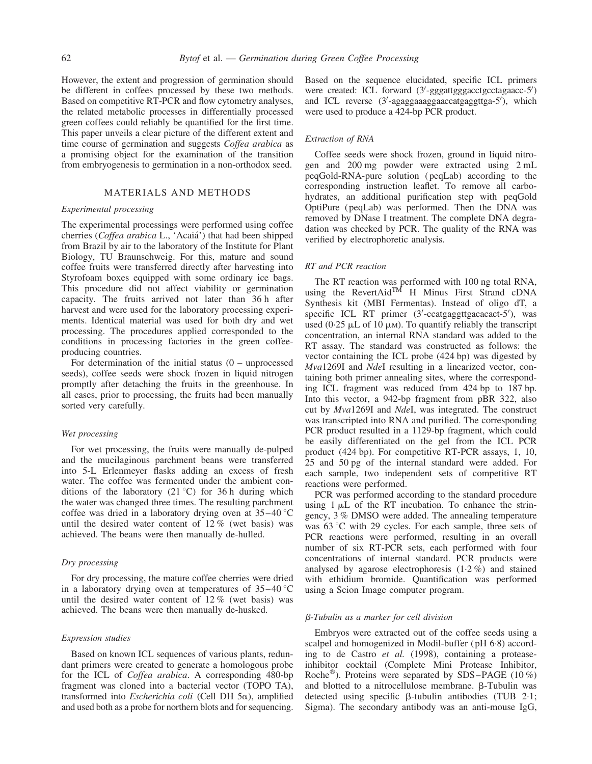However, the extent and progression of germination should be different in coffees processed by these two methods. Based on competitive RT-PCR and flow cytometry analyses, the related metabolic processes in differentially processed green coffees could reliably be quantified for the first time. This paper unveils a clear picture of the different extent and time course of germination and suggests *Coffea arabica* as a promising object for the examination of the transition from embryogenesis to germination in a non-orthodox seed.

## MATERIALS AND METHODS

### *Experimental processing*

The experimental processings were performed using coffee cherries (*Coffea arabica* L., 'Acaiá') that had been shipped from Brazil by air to the laboratory of the Institute for Plant Biology, TU Braunschweig. For this, mature and sound coffee fruits were transferred directly after harvesting into Styrofoam boxes equipped with some ordinary ice bags. This procedure did not affect viability or germination capacity. The fruits arrived not later than 36 h after harvest and were used for the laboratory processing experiments. Identical material was used for both dry and wet processing. The procedures applied corresponded to the conditions in processing factories in the green coffee-producing countries.

For determination of the initial status (0 – unprocessed seeds), coffee seeds were shock frozen in liquid nitrogen promptly after detaching the fruits in the greenhouse. In all cases, prior to processing, the fruits had been manually sorted very carefully.

### *Wet processing*

For wet processing, the fruits were manually de-pulped and the mucilaginous parchment beans were transferred into 5-L Erlenmeyer flasks adding an excess of fresh water. The coffee was fermented under the ambient conditions of the laboratory (21 °C) for 36 h during which the water was changed three times. The resulting parchment coffee was dried in a laboratory drying oven at 35–40 °C until the desired water content of 12 % (wet basis) was achieved. The beans were then manually de-hulled.

### *Dry processing*

For dry processing, the mature coffee cherries were dried in a laboratory drying oven at temperatures of 35–40 °C until the desired water content of 12 % (wet basis) was achieved. The beans were then manually de-husked.

### *Expression studies*

Based on known ICL sequences of various plants, redundant primers were created to generate a homologous probe for the ICL of *Coffea arabica*. A corresponding 480-bp fragment was cloned into a bacterial vector (TOPO TA), transformed into *Escherichia coli* (Cell DH 5α), amplified and used both as a probe for northern blots and for sequencing. Based on the sequence elucidated, specific ICL primers were created: ICL forward (3′-gggattgggacctgcctagaacc-5′) and ICL reverse (3′-agaggaaaggaaccatgaggttga-5′), which were used to produce a 424-bp PCR product.

### *Extraction of RNA*

Coffee seeds were shock frozen, ground in liquid nitrogen and 200 mg powder were extracted using 2 mL peqGold-RNA-pure solution (peqLab) according to the corresponding instruction leaflet. To remove all carbohydrates, an additional purification step with peqGold OptiPure (peqLab) was performed. Then the DNA was removed by DNase I treatment. The complete DNA degradation was checked by PCR. The quality of the RNA was verified by electrophoretic analysis.

### *RT and PCR reaction*

The RT reaction was performed with 100 ng total RNA, using the RevertAid™ H Minus First Strand cDNA Synthesis kit (MBI Fermentas). Instead of oligo dT, a specific ICL RT primer (3′-ccatgaggttgacacact-5′), was used (0·25 µL of 10 µM). To quantify reliably the transcript concentration, an internal RNA standard was added to the RT assay. The standard was constructed as follows: the vector containing the ICL probe (424 bp) was digested by *Mva*1269I and *Nde*I resulting in a linearized vector, containing both primer annealing sites, where the corresponding ICL fragment was reduced from 424 bp to 187 bp. Into this vector, a 942-bp fragment from pBR 322, also cut by *Mva*1269I and *Nde*I, was integrated. The construct was transcribed into RNA and purified. The corresponding PCR product resulted in a 1129-bp fragment, which could be easily differentiated on the gel from the ICL PCR product (424 bp). For competitive RT-PCR assays, 1, 10, 25 and 50 pg of the internal standard were added. For each sample, two independent sets of competitive RT reactions were performed.

PCR was performed according to the standard procedure using 1 µL of the RT incubation. To enhance the stringency, 3 % DMSO were added. The annealing temperature was 63 °C with 29 cycles. For each sample, three sets of PCR reactions were performed, resulting in an overall number of six RT-PCR sets, each performed with four concentrations of internal standard. PCR products were analysed by agarose electrophoresis (1·2 %) and stained with ethidium bromide. Quantification was performed using a Scion Image computer program.

### *β-Tubulin as a marker for cell division*

Embryos were extracted out of the coffee seeds using a scalpel and homogenized in Modil-buffer (pH 6·8) according to de Castro *et al.* (1998), containing a protease-inhibitor cocktail (Complete Mini Protease Inhibitor, Roche®). Proteins were separated by SDS–PAGE (10 %) and blotted to a nitrocellulose membrane. β-Tubulin was detected using specific β-tubulin antibodies (TUB 2·1; Sigma). The secondary antibody was an anti-mouse IgG,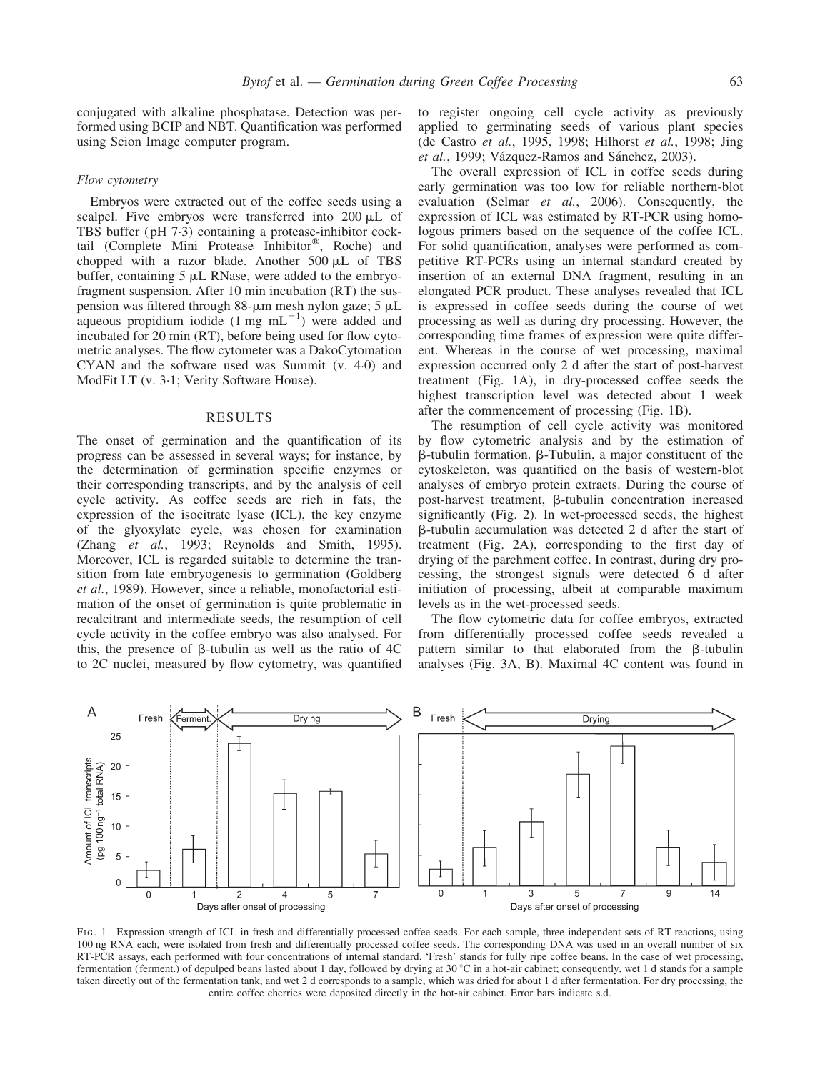conjugated with alkaline phosphatase. Detection was performed using BCIP and NBT. Quantification was performed using Scion Image computer program.

### *Flow cytometry*

Embryos were extracted out of the coffee seeds using a scalpel. Five embryos were transferred into 200 μL of TBS buffer (pH 7·3) containing a protease-inhibitor cocktail (Complete Mini Protease Inhibitor®, Roche) and chopped with a razor blade. Another 500 μL of TBS buffer, containing 5 μL RNase, were added to the embryo-fragment suspension. After 10 min incubation (RT) the suspension was filtered through 88-μm mesh nylon gaze; 5 μL aqueous propidium iodide (1 mg $mL^{-1}$) were added and incubated for 20 min (RT), before being used for flow cytometric analyses. The flow cytometer was a DakoCytomation CYAN and the software used was Summit (v. 4·0) and ModFit LT (v. 3·1; Verity Software House).

## RESULTS

The onset of germination and the quantification of its progress can be assessed in several ways; for instance, by the determination of germination specific enzymes or their corresponding transcripts, and by the analysis of cell cycle activity. As coffee seeds are rich in fats, the expression of the isocitrate lyase (ICL), the key enzyme of the glyoxylate cycle, was chosen for examination (Zhang *et al.*, 1993; Reynolds and Smith, 1995). Moreover, ICL is regarded suitable to determine the transition from late embryogenesis to germination (Goldberg *et al.*, 1989). However, since a reliable, monofactorial estimation of the onset of germination is quite problematic in recalcitrant and intermediate seeds, the resumption of cell cycle activity in the coffee embryo was also analysed. For this, the presence of β-tubulin as well as the ratio of 4C to 2C nuclei, measured by flow cytometry, was quantified to register ongoing cell cycle activity as previously applied to germinating seeds of various plant species (de Castro *et al.*, 1995, 1998; Hilhorst *et al.*, 1998; Jing *et al.*, 1999; Vázquez-Ramos and Sánchez, 2003).

The overall expression of ICL in coffee seeds during early germination was too low for reliable northern-blot evaluation (Selmar *et al.*, 2006). Consequently, the expression of ICL was estimated by RT-PCR using homologous primers based on the sequence of the coffee ICL. For solid quantification, analyses were performed as competitive RT-PCRs using an internal standard created by insertion of an external DNA fragment, resulting in an elongated PCR product. These analyses revealed that ICL is expressed in coffee seeds during the course of wet processing as well as during dry processing. However, the corresponding time frames of expression were quite different. Whereas in the course of wet processing, maximal expression occurred only 2 d after the start of post-harvest treatment (Fig. 1A), in dry-processed coffee seeds the highest transcription level was detected about 1 week after the commencement of processing (Fig. 1B).

The resumption of cell cycle activity was monitored by flow cytometric analysis and by the estimation of β-tubulin formation. β-Tubulin, a major constituent of the cytoskeleton, was quantified on the basis of western-blot analyses of embryo protein extracts. During the course of post-harvest treatment, β-tubulin concentration increased significantly (Fig. 2). In wet-processed seeds, the highest β-tubulin accumulation was detected 2 d after the start of treatment (Fig. 2A), corresponding to the first day of drying of the parchment coffee. In contrast, during dry processing, the strongest signals were detected 6 d after initiation of processing, albeit at comparable maximum levels as in the wet-processed seeds.

The flow cytometric data for coffee embryos, extracted from differentially processed coffee seeds revealed a pattern similar to that elaborated from the β-tubulin analyses (Fig. 3A, B). Maximal 4C content was found in

FIG. 1. Expression strength of ICL in fresh and differentially processed coffee seeds. For each sample, three independent sets of RT reactions, using 100 ng RNA each, were isolated from fresh and differentially processed coffee seeds. The corresponding DNA was used in an overall number of six RT-PCR assays, each performed with four concentrations of internal standard. 'Fresh' stands for fully ripe coffee beans. In the case of wet processing, fermentation (ferment.) of depulped beans lasted about 1 day, followed by drying at 30 °C in a hot-air cabinet; consequently, wet 1 d stands for a sample taken directly out of the fermentation tank, and wet 2 d corresponds to a sample, which was dried for about 1 d after fermentation. For dry processing, the entire coffee cherries were deposited directly in the hot-air cabinet. Error bars indicate s.d.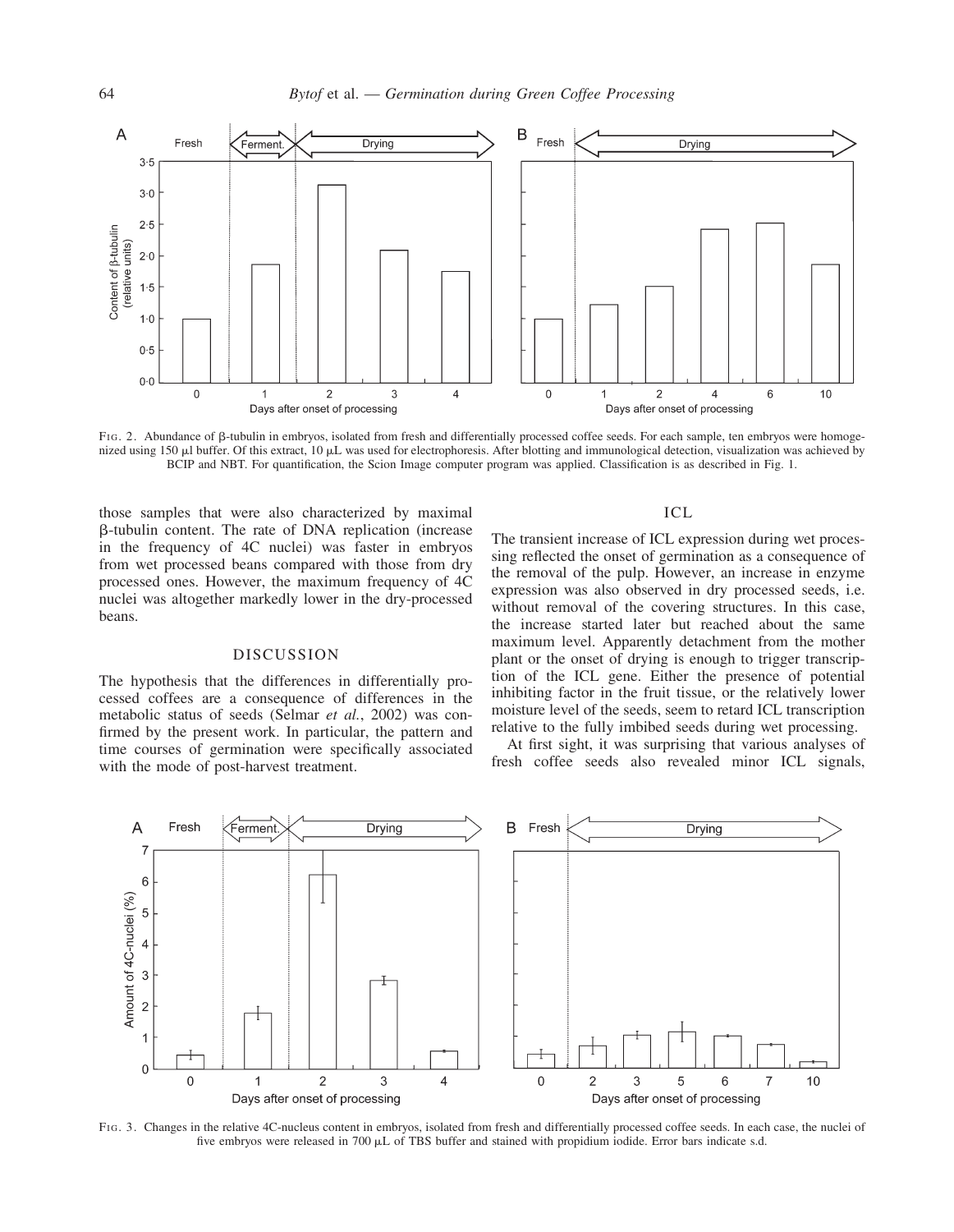FIG. 2. Abundance of β-tubulin in embryos, isolated from fresh and differentially processed coffee seeds. For each sample, ten embryos were homogenized using 150 µl buffer. Of this extract, 10 µL was used for electrophoresis. After blotting and immunological detection, visualization was achieved by BCIP and NBT. For quantification, the Scion Image computer program was applied. Classification is as described in Fig. 1.

those samples that were also characterized by maximal β-tubulin content. The rate of DNA replication (increase in the frequency of 4C nuclei) was faster in embryos from wet processed beans compared with those from dry processed ones. However, the maximum frequency of 4C nuclei was altogether markedly lower in the dry-processed beans.

## DISCUSSION

The hypothesis that the differences in differentially processed coffees are a consequence of differences in the metabolic status of seeds (Selmar *et al.*, 2002) was confirmed by the present work. In particular, the pattern and time courses of germination were specifically associated with the mode of post-harvest treatment.

### ICL

The transient increase of ICL expression during wet processing reflected the onset of germination as a consequence of the removal of the pulp. However, an increase in enzyme expression was also observed in dry processed seeds, i.e. without removal of the covering structures. In this case, the increase started later but reached about the same maximum level. Apparently detachment from the mother plant or the onset of drying is enough to trigger transcription of the ICL gene. Either the presence of potential inhibiting factor in the fruit tissue, or the relatively lower moisture level of the seeds, seem to retard ICL transcription relative to the fully imbibed seeds during wet processing.

At first sight, it was surprising that various analyses of fresh coffee seeds also revealed minor ICL signals,

FIG. 3. Changes in the relative 4C-nucleus content in embryos, isolated from fresh and differentially processed coffee seeds. In each case, the nuclei of five embryos were released in 700 µL of TBS buffer and stained with propidium iodide. Error bars indicate s.d.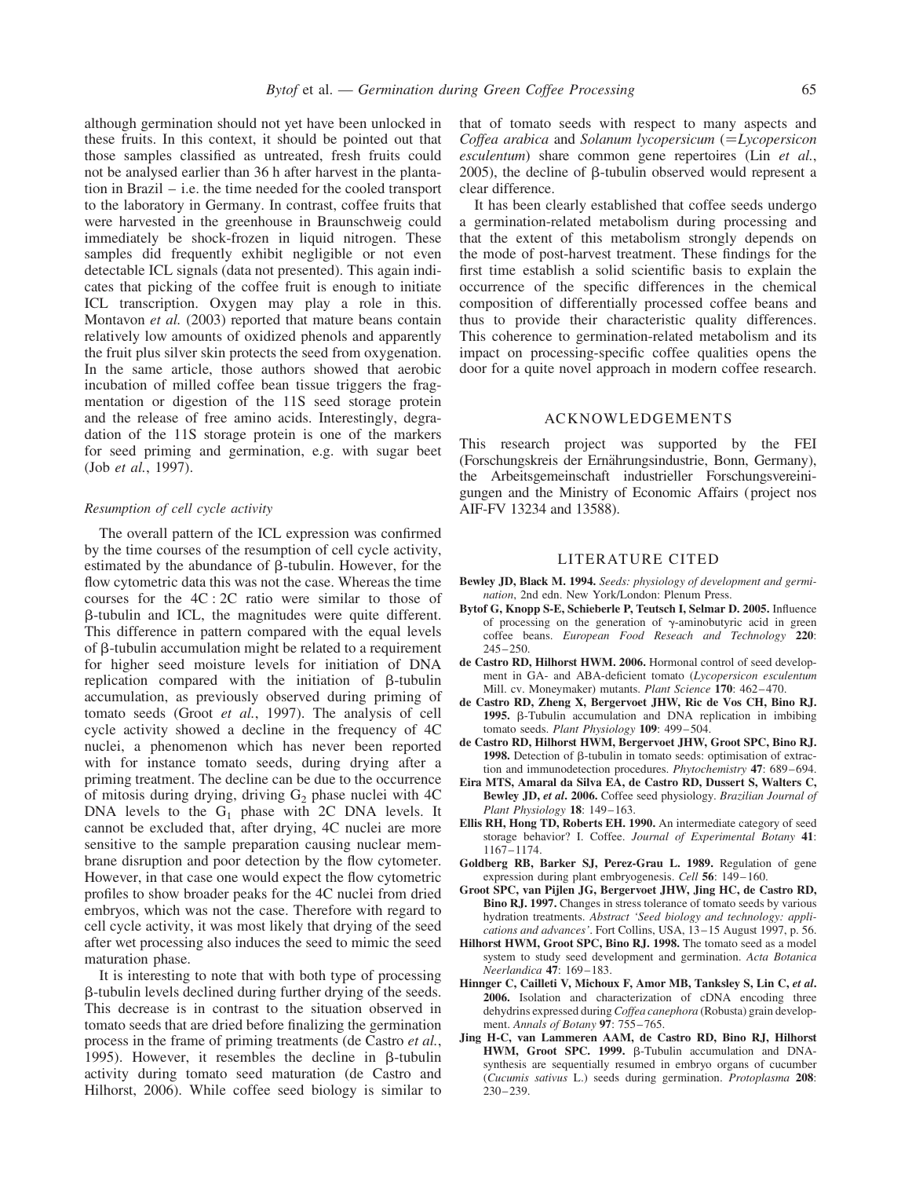although germination should not yet have been unlocked in these fruits. In this context, it should be pointed out that those samples classified as untreated, fresh fruits could not be analysed earlier than 36 h after harvest in the plantation in Brazil – i.e. the time needed for the cooled transport to the laboratory in Germany. In contrast, coffee fruits that were harvested in the greenhouse in Braunschweig could immediately be shock-frozen in liquid nitrogen. These samples did frequently exhibit negligible or not even detectable ICL signals (data not presented). This again indicates that picking of the coffee fruit is enough to initiate ICL transcription. Oxygen may play a role in this. Montavon *et al.* (2003) reported that mature beans contain relatively low amounts of oxidized phenols and apparently the fruit plus silver skin protects the seed from oxygenation. In the same article, those authors showed that aerobic incubation of milled coffee bean tissue triggers the fragmentation or digestion of the 11S seed storage protein and the release of free amino acids. Interestingly, degradation of the 11S storage protein is one of the markers for seed priming and germination, e.g. with sugar beet (Job *et al.*, 1997).

### *Resumption of cell cycle activity*

The overall pattern of the ICL expression was confirmed by the time courses of the resumption of cell cycle activity, estimated by the abundance of β-tubulin. However, for the flow cytometric data this was not the case. Whereas the time courses for the 4C : 2C ratio were similar to those of β-tubulin and ICL, the magnitudes were quite different. This difference in pattern compared with the equal levels of β-tubulin accumulation might be related to a requirement for higher seed moisture levels for initiation of DNA replication compared with the initiation of β-tubulin accumulation, as previously observed during priming of tomato seeds (Groot *et al.*, 1997). The analysis of cell cycle activity showed a decline in the frequency of 4C nuclei, a phenomenon which has never been reported with for instance tomato seeds, during drying after a priming treatment. The decline can be due to the occurrence of mitosis during drying, driving $G_2$ phase nuclei with 4C DNA levels to the $G_1$ phase with 2C DNA levels. It cannot be excluded that, after drying, 4C nuclei are more sensitive to the sample preparation causing nuclear membrane disruption and poor detection by the flow cytometer. However, in that case one would expect the flow cytometric profiles to show broader peaks for the 4C nuclei from dried embryos, which was not the case. Therefore with regard to cell cycle activity, it was most likely that drying of the seed after wet processing also induces the seed to mimic the seed maturation phase.

It is interesting to note that with both type of processing β-tubulin levels declined during further drying of the seeds. This decrease is in contrast to the situation observed in tomato seeds that are dried before finalizing the germination process in the frame of priming treatments (de Castro *et al.*, 1995). However, it resembles the decline in β-tubulin activity during tomato seed maturation (de Castro and Hilhorst, 2006). While coffee seed biology is similar to that of tomato seeds with respect to many aspects and *Coffea arabica* and *Solanum lycopersicum* (=*Lycopersicon esculentum*) share common gene repertoires (Lin *et al.*, 2005), the decline of β-tubulin observed would represent a clear difference.

It has been clearly established that coffee seeds undergo a germination-related metabolism during processing and that the extent of this metabolism strongly depends on the mode of post-harvest treatment. These findings for the first time establish a solid scientific basis to explain the occurrence of the specific differences in the chemical composition of differentially processed coffee beans and thus to provide their characteristic quality differences. This coherence to germination-related metabolism and its impact on processing-specific coffee qualities opens the door for a quite novel approach in modern coffee research.

## ACKNOWLEDGEMENTS

This research project was supported by the FEI (Forschungskreis der Ernährungsindustrie, Bonn, Germany), the Arbeitsgemeinschaft industrieller Forschungsvereinigungen and the Ministry of Economic Affairs (project nos AIF-FV 13234 and 13588).

## LITERATURE CITED

**Bewley JD, Black M. 1994.** *Seeds: physiology of development and germination*, 2nd edn. New York/London: Plenum Press.

**Bytof G, Knopp S-E, Schieberle P, Teutsch I, Selmar D. 2005.** Influence of processing on the generation of γ-aminobutyric acid in green coffee beans. *European Food Reseach and Technology* **220**: 245–250.

**de Castro RD, Hilhorst HWM. 2006.** Hormonal control of seed development in GA- and ABA-deficient tomato (*Lycopersicon esculentum* Mill. cv. Moneymaker) mutants. *Plant Science* **170**: 462–470.

**de Castro RD, Zheng X, Bergervoet JHW, Ric de Vos CH, Bino RJ. 1995.** β-Tubulin accumulation and DNA replication in imbibing tomato seeds. *Plant Physiology* **109**: 499–504.

**de Castro RD, Hilhorst HWM, Bergervoet JHW, Groot SPC, Bino RJ. 1998.** Detection of β-tubulin in tomato seeds: optimisation of extraction and immunodetection procedures. *Phytochemistry* **47**: 689–694.

**Eira MTS, Amaral da Silva EA, de Castro RD, Dussert S, Walters C, Bewley JD, *et al*. 2006.** Coffee seed physiology. *Brazilian Journal of Plant Physiology* **18**: 149–163.

**Ellis RH, Hong TD, Roberts EH. 1990.** An intermediate category of seed storage behavior? I. Coffee. *Journal of Experimental Botany* **41**: 1167–1174.

**Goldberg RB, Barker SJ, Perez-Grau L. 1989.** Regulation of gene expression during plant embryogenesis. *Cell* **56**: 149–160.

**Groot SPC, van Pijlen JG, Bergervoet JHW, Jing HC, de Castro RD, Bino RJ. 1997.** Changes in stress tolerance of tomato seeds by various hydration treatments. *Abstract 'Seed biology and technology: applications and advances'*. Fort Collins, USA, 13–15 August 1997, p. 56.

**Hilhorst HWM, Groot SPC, Bino RJ. 1998.** The tomato seed as a model system to study seed development and germination. *Acta Botanica Neerlandica* **47**: 169–183.

**Hinnger C, Cailleti V, Michoux F, Amor MB, Tanksley S, Lin C, *et al*. 2006.** Isolation and characterization of cDNA encoding three dehydrins expressed during *Coffea canephora* (Robusta) grain development. *Annals of Botany* **97**: 755–765.

**Jing H-C, van Lammeren AAM, de Castro RD, Bino RJ, Hilhorst HWM, Groot SPC. 1999.** β-Tubulin accumulation and DNA-synthesis are sequentially resumed in embryo organs of cucumber (*Cucumis sativus* L.) seeds during germination. *Protoplasma* **208**: 230–239.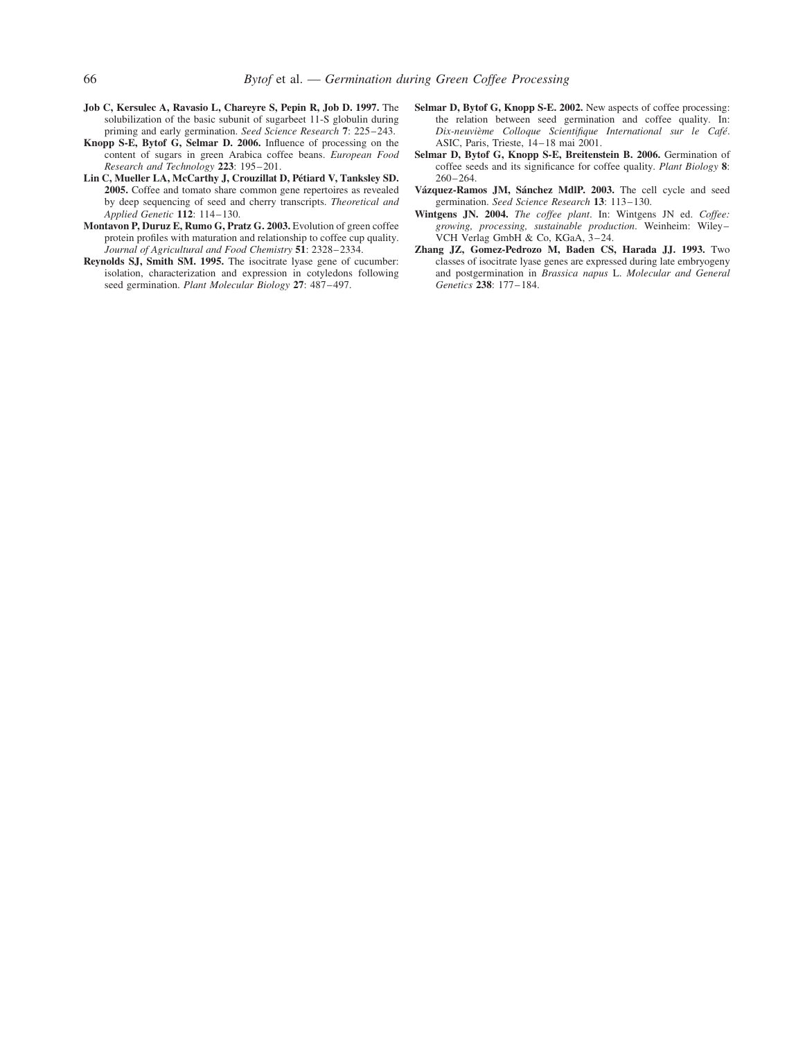**Job C, Kersulec A, Ravasio L, Chareyre S, Pepin R, Job D. 1997.** The solubilization of the basic subunit of sugarbeet 11-S globulin during priming and early germination. *Seed Science Research* **7**: 225–243.

**Knopp S-E, Bytof G, Selmar D. 2006.** Influence of processing on the content of sugars in green Arabica coffee beans. *European Food Research and Technology* **223**: 195–201.

**Lin C, Mueller LA, McCarthy J, Crouzillat D, Pétiard V, Tanksley SD. 2005.** Coffee and tomato share common gene repertoires as revealed by deep sequencing of seed and cherry transcripts. *Theoretical and Applied Genetic* **112**: 114–130.

**Montavon P, Duruz E, Rumo G, Pratz G. 2003.** Evolution of green coffee protein profiles with maturation and relationship to coffee cup quality. *Journal of Agricultural and Food Chemistry* **51**: 2328–2334.

**Reynolds SJ, Smith SM. 1995.** The isocitrate lyase gene of cucumber: isolation, characterization and expression in cotyledons following seed germination. *Plant Molecular Biology* **27**: 487–497.

**Selmar D, Bytof G, Knopp S-E. 2002.** New aspects of coffee processing: the relation between seed germination and coffee quality. In: *Dix-neuvième Colloque Scientifique International sur le Café*. ASIC, Paris, Trieste, 14–18 mai 2001.

**Selmar D, Bytof G, Knopp S-E, Breitenstein B. 2006.** Germination of coffee seeds and its significance for coffee quality. *Plant Biology* **8**: 260–264.

**Vázquez-Ramos JM, Sánchez MdlP. 2003.** The cell cycle and seed germination. *Seed Science Research* **13**: 113–130.

**Wintgens JN. 2004.** *The coffee plant*. In: Wintgens JN ed. *Coffee: growing, processing, sustainable production*. Weinheim: Wiley–VCH Verlag GmbH & Co, KGaA, 3–24.

**Zhang JZ, Gomez-Pedrozo M, Baden CS, Harada JJ. 1993.** Two classes of isocitrate lyase genes are expressed during late embryogeny and postgermination in *Brassica napus* L. *Molecular and General Genetics* **238**: 177–184.